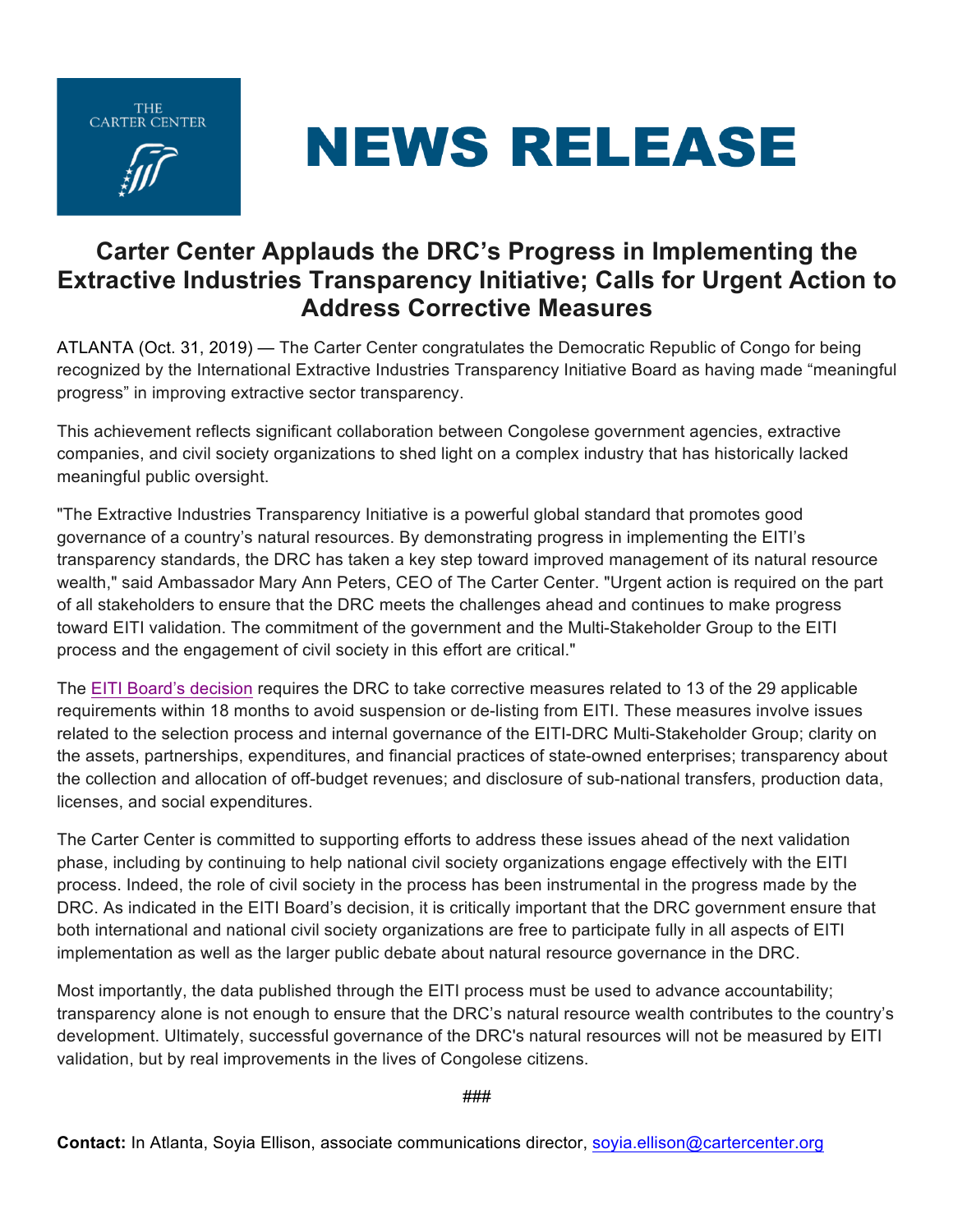THE CARTER CENTER

# NEWS RELEASE

## Carter Center Applauds the DRC's Progress in Implementing the Extractive Industries Transparency Initiative; Calls for Urgent Action to Address Corrective Measures

ATLANTA (Oct. 31, 2019) — The Carter Center congratulates the Democratic Republic of Congo for being recognized by the International Extractive Industries Transparency Initiative Board as having made "meaningful progress" in improving extractive sector transparency.

This achievement reflects significant collaboration between Congolese government agencies, extractive companies, and civil society organizations to shed light on a complex industry that has historically lacked meaningful public oversight.

"The Extractive Industries Transparency Initiative is a powerful global standard that promotes good governance of a country's natural resources. By demonstrating progress in implementing the EITI's transparency standards, the DRC has taken a key step toward improved management of its natural resource wealth," said Ambassador Mary Ann Peters, CEO of The Carter Center. "Urgent action is required on the part of all stakeholders to ensure that the DRC meets the challenges ahead and continues to make progress toward EITI validation. The commitment of the government and the Multi-Stakeholder Group to the EITI process and the engagement of civil society in this effort are critical."

The EITI Board's decision requires the DRC to take corrective measures related to 13 of the 29 applicable requirements within 18 months to avoid suspension or de-listing from EITI. These measures involve issues related to the selection process and internal governance of the EITI-DRC Multi-Stakeholder Group; clarity on the assets, partnerships, expenditures, and financial practices of state-owned enterprises; transparency about the collection and allocation of off-budget revenues; and disclosure of sub-national transfers, production data, licenses, and social expenditures.

The Carter Center is committed to supporting efforts to address these issues ahead of the next validation phase, including by continuing to help national civil society organizations engage effectively with the EITI process. Indeed, the role of civil society in the process has been instrumental in the progress made by the DRC. As indicated in the EITI Board's decision, it is critically important that the DRC government ensure that both international and national civil society organizations are free to participate fully in all aspects of EITI implementation as well as the larger public debate about natural resource governance in the DRC.

Most importantly, the data published through the EITI process must be used to advance accountability; transparency alone is not enough to ensure that the DRC's natural resource wealth contributes to the country's development. Ultimately, successful governance of the DRC's natural resources will not be measured by EITI validation, but by real improvements in the lives of Congolese citizens.

###

**Contact:** In Atlanta, Soyia Ellison, associate communications director, soyia.ellison@cartercenter.org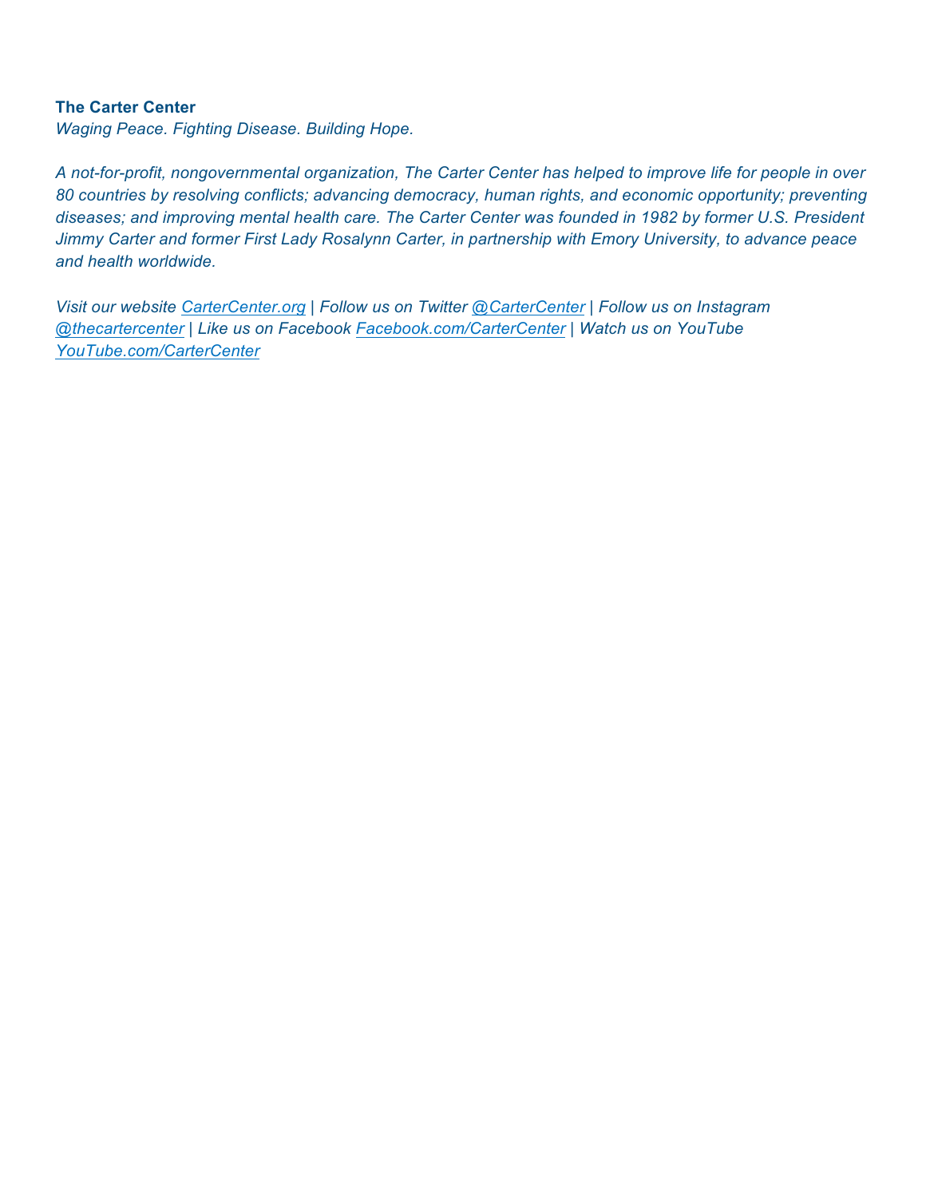**The Carter Center**
*Waging Peace. Fighting Disease. Building Hope.*

*A not-for-profit, nongovernmental organization, The Carter Center has helped to improve life for people in over 80 countries by resolving conflicts; advancing democracy, human rights, and economic opportunity; preventing diseases; and improving mental health care. The Carter Center was founded in 1982 by former U.S. President Jimmy Carter and former First Lady Rosalynn Carter, in partnership with Emory University, to advance peace and health worldwide.*

*Visit our website [CarterCenter.org](https://CarterCenter.org) | Follow us on Twitter [@CarterCenter](https://twitter.com/CarterCenter) | Follow us on Instagram [@thecartercenter](https://instagram.com/thecartercenter) | Like us on Facebook [Facebook.com/CarterCenter](https://Facebook.com/CarterCenter) | Watch us on YouTube [YouTube.com/CarterCenter](https://YouTube.com/CarterCenter)*